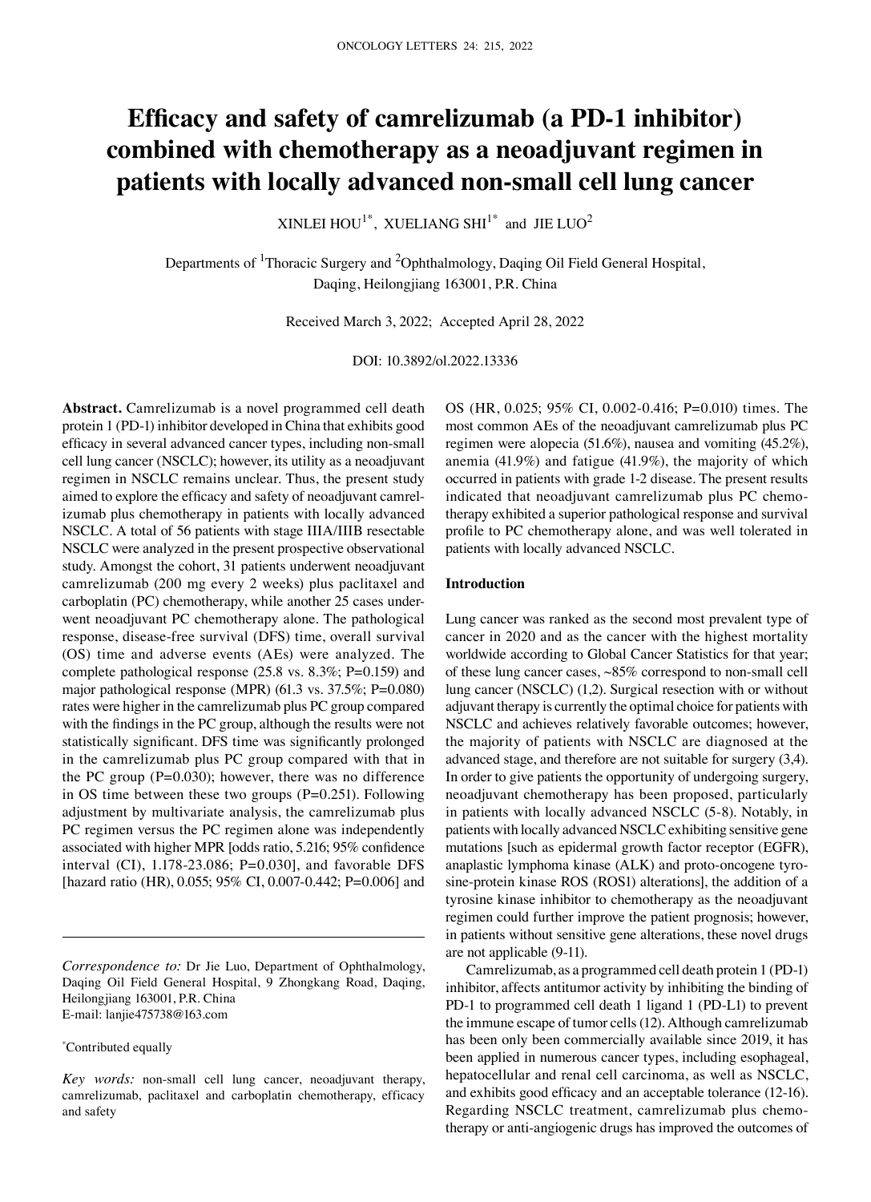# Efficacy and safety of camrelizumab (a PD-1 inhibitor) combined with chemotherapy as a neoadjuvant regimen in patients with locally advanced non-small cell lung cancer

XINLEI HOU[1*], XUELIANG SHI[1*] and JIE LUO[2]

Departments of [1]Thoracic Surgery and [2]Ophthalmology, Daqing Oil Field General Hospital, Daqing, Heilongjiang 163001, P.R. China

Received March 3, 2022; Accepted April 28, 2022

DOI: 10.3892/ol.2022.13336

**Abstract.** Camrelizumab is a novel programmed cell death protein 1 (PD-1) inhibitor developed in China that exhibits good efficacy in several advanced cancer types, including non-small cell lung cancer (NSCLC); however, its utility as a neoadjuvant regimen in NSCLC remains unclear. Thus, the present study aimed to explore the efficacy and safety of neoadjuvant camrelizumab plus chemotherapy in patients with locally advanced NSCLC. A total of 56 patients with stage IIIA/IIIB resectable NSCLC were analyzed in the present prospective observational study. Amongst the cohort, 31 patients underwent neoadjuvant camrelizumab (200 mg every 2 weeks) plus paclitaxel and carboplatin (PC) chemotherapy, while another 25 cases underwent neoadjuvant PC chemotherapy alone. The pathological response, disease-free survival (DFS) time, overall survival (OS) time and adverse events (AEs) were analyzed. The complete pathological response (25.8 vs. 8.3%; P=0.159) and major pathological response (MPR) (61.3 vs. 37.5%; P=0.080) rates were higher in the camrelizumab plus PC group compared with the findings in the PC group, although the results were not statistically significant. DFS time was significantly prolonged in the camrelizumab plus PC group compared with that in the PC group (P=0.030); however, there was no difference in OS time between these two groups (P=0.251). Following adjustment by multivariate analysis, the camrelizumab plus PC regimen versus the PC regimen alone was independently associated with higher MPR [odds ratio, 5.216; 95% confidence interval (CI), 1.178-23.086; P=0.030], and favorable DFS [hazard ratio (HR), 0.055; 95% CI, 0.007-0.442; P=0.006] and OS (HR, 0.025; 95% CI, 0.002-0.416; P=0.010) times. The most common AEs of the neoadjuvant camrelizumab plus PC regimen were alopecia (51.6%), nausea and vomiting (45.2%), anemia (41.9%) and fatigue (41.9%), the majority of which occurred in patients with grade 1-2 disease. The present results indicated that neoadjuvant camrelizumab plus PC chemotherapy exhibited a superior pathological response and survival profile to PC chemotherapy alone, and was well tolerated in patients with locally advanced NSCLC.

*Correspondence to:* Dr Jie Luo, Department of Ophthalmology, Daqing Oil Field General Hospital, 9 Zhongkang Road, Daqing, Heilongjiang 163001, P.R. China
E-mail: lanjie475738@163.com

*Contributed equally

*Key words:* non-small cell lung cancer, neoadjuvant therapy, camrelizumab, paclitaxel and carboplatin chemotherapy, efficacy and safety

## Introduction

Lung cancer was ranked as the second most prevalent type of cancer in 2020 and as the cancer with the highest mortality worldwide according to Global Cancer Statistics for that year; of these lung cancer cases, ~85% correspond to non-small cell lung cancer (NSCLC) (1,2). Surgical resection with or without adjuvant therapy is currently the optimal choice for patients with NSCLC and achieves relatively favorable outcomes; however, the majority of patients with NSCLC are diagnosed at the advanced stage, and therefore are not suitable for surgery (3,4). In order to give patients the opportunity of undergoing surgery, neoadjuvant chemotherapy has been proposed, particularly in patients with locally advanced NSCLC (5-8). Notably, in patients with locally advanced NSCLC exhibiting sensitive gene mutations [such as epidermal growth factor receptor (EGFR), anaplastic lymphoma kinase (ALK) and proto-oncogene tyrosine-protein kinase ROS (ROS1) alterations], the addition of a tyrosine kinase inhibitor to chemotherapy as the neoadjuvant regimen could further improve the patient prognosis; however, in patients without sensitive gene alterations, these novel drugs are not applicable (9-11).

Camrelizumab, as a programmed cell death protein 1 (PD-1) inhibitor, affects antitumor activity by inhibiting the binding of PD-1 to programmed cell death 1 ligand 1 (PD-L1) to prevent the immune escape of tumor cells (12). Although camrelizumab has been only been commercially available since 2019, it has been applied in numerous cancer types, including esophageal, hepatocellular and renal cell carcinoma, as well as NSCLC, and exhibits good efficacy and an acceptable tolerance (12-16). Regarding NSCLC treatment, camrelizumab plus chemotherapy or anti-angiogenic drugs has improved the outcomes of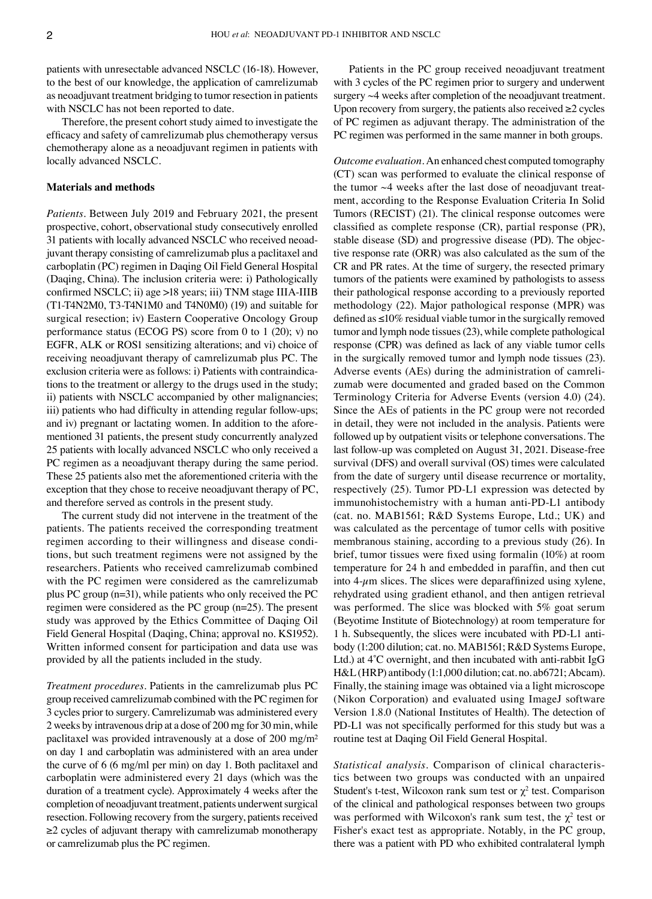patients with unresectable advanced NSCLC (16-18). However, to the best of our knowledge, the application of camrelizumab as neoadjuvant treatment bridging to tumor resection in patients with NSCLC has not been reported to date.

Therefore, the present cohort study aimed to investigate the efficacy and safety of camrelizumab plus chemotherapy versus chemotherapy alone as a neoadjuvant regimen in patients with locally advanced NSCLC.

## Materials and methods

*Patients.* Between July 2019 and February 2021, the present prospective, cohort, observational study consecutively enrolled 31 patients with locally advanced NSCLC who received neoadjuvant therapy consisting of camrelizumab plus a paclitaxel and carboplatin (PC) regimen in Daqing Oil Field General Hospital (Daqing, China). The inclusion criteria were: i) Pathologically confirmed NSCLC; ii) age >18 years; iii) TNM stage IIIA-IIIB (T1-T4N2M0, T3-T4N1M0 and T4N0M0) (19) and suitable for surgical resection; iv) Eastern Cooperative Oncology Group performance status (ECOG PS) score from 0 to 1 (20); v) no EGFR, ALK or ROS1 sensitizing alterations; and vi) choice of receiving neoadjuvant therapy of camrelizumab plus PC. The exclusion criteria were as follows: i) Patients with contraindications to the treatment or allergy to the drugs used in the study; ii) patients with NSCLC accompanied by other malignancies; iii) patients who had difficulty in attending regular follow-ups; and iv) pregnant or lactating women. In addition to the aforementioned 31 patients, the present study concurrently analyzed 25 patients with locally advanced NSCLC who only received a PC regimen as a neoadjuvant therapy during the same period. These 25 patients also met the aforementioned criteria with the exception that they chose to receive neoadjuvant therapy of PC, and therefore served as controls in the present study.

The current study did not intervene in the treatment of the patients. The patients received the corresponding treatment regimen according to their willingness and disease conditions, but such treatment regimens were not assigned by the researchers. Patients who received camrelizumab combined with the PC regimen were considered as the camrelizumab plus PC group (n=31), while patients who only received the PC regimen were considered as the PC group (n=25). The present study was approved by the Ethics Committee of Daqing Oil Field General Hospital (Daqing, China; approval no. KS1952). Written informed consent for participation and data use was provided by all the patients included in the study.

*Treatment procedures.* Patients in the camrelizumab plus PC group received camrelizumab combined with the PC regimen for 3 cycles prior to surgery. Camrelizumab was administered every 2 weeks by intravenous drip at a dose of 200 mg for 30 min, while paclitaxel was provided intravenously at a dose of 200 mg/m$^2$ on day 1 and carboplatin was administered with an area under the curve of 6 (6 mg/ml per min) on day 1. Both paclitaxel and carboplatin were administered every 21 days (which was the duration of a treatment cycle). Approximately 4 weeks after the completion of neoadjuvant treatment, patients underwent surgical resection. Following recovery from the surgery, patients received ≥2 cycles of adjuvant therapy with camrelizumab monotherapy or camrelizumab plus the PC regimen.

Patients in the PC group received neoadjuvant treatment with 3 cycles of the PC regimen prior to surgery and underwent surgery ~4 weeks after completion of the neoadjuvant treatment. Upon recovery from surgery, the patients also received ≥2 cycles of PC regimen as adjuvant therapy. The administration of the PC regimen was performed in the same manner in both groups.

*Outcome evaluation.* An enhanced chest computed tomography (CT) scan was performed to evaluate the clinical response of the tumor ~4 weeks after the last dose of neoadjuvant treatment, according to the Response Evaluation Criteria In Solid Tumors (RECIST) (21). The clinical response outcomes were classified as complete response (CR), partial response (PR), stable disease (SD) and progressive disease (PD). The objective response rate (ORR) was also calculated as the sum of the CR and PR rates. At the time of surgery, the resected primary tumors of the patients were examined by pathologists to assess their pathological response according to a previously reported methodology (22). Major pathological response (MPR) was defined as ≤10% residual viable tumor in the surgically removed tumor and lymph node tissues (23), while complete pathological response (CPR) was defined as lack of any viable tumor cells in the surgically removed tumor and lymph node tissues (23). Adverse events (AEs) during the administration of camrelizumab were documented and graded based on the Common Terminology Criteria for Adverse Events (version 4.0) (24). Since the AEs of patients in the PC group were not recorded in detail, they were not included in the analysis. Patients were followed up by outpatient visits or telephone conversations. The last follow-up was completed on August 31, 2021. Disease-free survival (DFS) and overall survival (OS) times were calculated from the date of surgery until disease recurrence or mortality, respectively (25). Tumor PD-L1 expression was detected by immunohistochemistry with a human anti-PD-L1 antibody (cat. no. MAB1561; R&D Systems Europe, Ltd.; UK) and was calculated as the percentage of tumor cells with positive membranous staining, according to a previous study (26). In brief, tumor tissues were fixed using formalin (10%) at room temperature for 24 h and embedded in paraffin, and then cut into 4-$\mu$m slices. The slices were deparaffinized using xylene, rehydrated using gradient ethanol, and then antigen retrieval was performed. The slice was blocked with 5% goat serum (Beyotime Institute of Biotechnology) at room temperature for 1 h. Subsequently, the slices were incubated with PD-L1 antibody (1:200 dilution; cat. no. MAB1561; R&D Systems Europe, Ltd.) at 4˚C overnight, and then incubated with anti-rabbit IgG H&L (HRP) antibody (1:1,000 dilution; cat. no. ab6721; Abcam). Finally, the staining image was obtained via a light microscope (Nikon Corporation) and evaluated using ImageJ software Version 1.8.0 (National Institutes of Health). The detection of PD-L1 was not specifically performed for this study but was a routine test at Daqing Oil Field General Hospital.

*Statistical analysis.* Comparison of clinical characteristics between two groups was conducted with an unpaired Student's t-test, Wilcoxon rank sum test or $\chi^2$ test. Comparison of the clinical and pathological responses between two groups was performed with Wilcoxon's rank sum test, the $\chi^2$ test or Fisher's exact test as appropriate. Notably, in the PC group, there was a patient with PD who exhibited contralateral lymph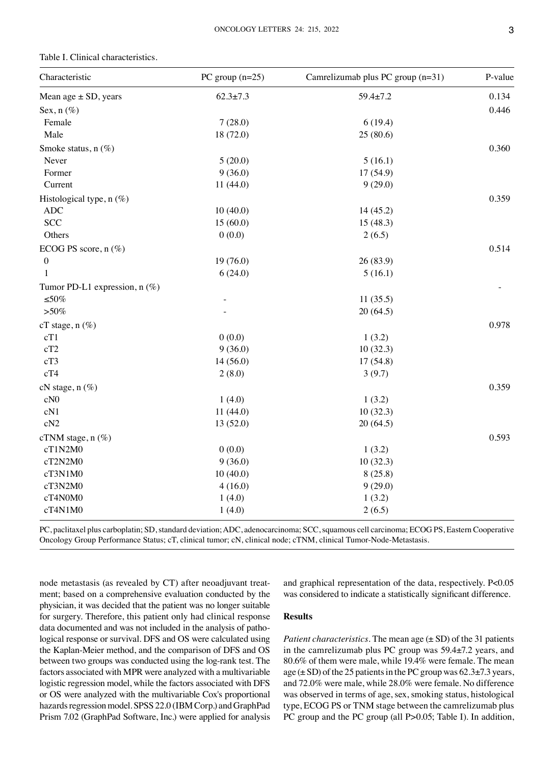Table I. Clinical characteristics.

| Characteristic | PC group (n=25) | Camrelizumab plus PC group (n=31) | P-value |
|---|---|---|---|
| Mean age ± SD, years | 62.3±7.3 | 59.4±7.2 | 0.134 |
| Sex, n (%) | | | 0.446 |
| Female | 7 (28.0) | 6 (19.4) | |
| Male | 18 (72.0) | 25 (80.6) | |
| Smoke status, n (%) | | | 0.360 |
| Never | 5 (20.0) | 5 (16.1) | |
| Former | 9 (36.0) | 17 (54.9) | |
| Current | 11 (44.0) | 9 (29.0) | |
| Histological type, n (%) | | | 0.359 |
| ADC | 10 (40.0) | 14 (45.2) | |
| SCC | 15 (60.0) | 15 (48.3) | |
| Others | 0 (0.0) | 2 (6.5) | |
| ECOG PS score, n (%) | | | 0.514 |
| 0 | 19 (76.0) | 26 (83.9) | |
| 1 | 6 (24.0) | 5 (16.1) | |
| Tumor PD-L1 expression, n (%) | | | - |
| ≤50% | - | 11 (35.5) | |
| >50% | - | 20 (64.5) | |
| cT stage, n (%) | | | 0.978 |
| cT1 | 0 (0.0) | 1 (3.2) | |
| cT2 | 9 (36.0) | 10 (32.3) | |
| cT3 | 14 (56.0) | 17 (54.8) | |
| cT4 | 2 (8.0) | 3 (9.7) | |
| cN stage, n (%) | | | 0.359 |
| cN0 | 1 (4.0) | 1 (3.2) | |
| cN1 | 11 (44.0) | 10 (32.3) | |
| cN2 | 13 (52.0) | 20 (64.5) | |
| cTNM stage, n (%) | | | 0.593 |
| cT1N2M0 | 0 (0.0) | 1 (3.2) | |
| cT2N2M0 | 9 (36.0) | 10 (32.3) | |
| cT3N1M0 | 10 (40.0) | 8 (25.8) | |
| cT3N2M0 | 4 (16.0) | 9 (29.0) | |
| cT4N0M0 | 1 (4.0) | 1 (3.2) | |
| cT4N1M0 | 1 (4.0) | 2 (6.5) | |

PC, paclitaxel plus carboplatin; SD, standard deviation; ADC, adenocarcinoma; SCC, squamous cell carcinoma; ECOG PS, Eastern Cooperative Oncology Group Performance Status; cT, clinical tumor; cN, clinical node; cTNM, clinical Tumor-Node-Metastasis.

node metastasis (as revealed by CT) after neoadjuvant treatment; based on a comprehensive evaluation conducted by the physician, it was decided that the patient was no longer suitable for surgery. Therefore, this patient only had clinical response data documented and was not included in the analysis of pathological response or survival. DFS and OS were calculated using the Kaplan-Meier method, and the comparison of DFS and OS between two groups was conducted using the log-rank test. The factors associated with MPR were analyzed with a multivariable logistic regression model, while the factors associated with DFS or OS were analyzed with the multivariable Cox's proportional hazards regression model. SPSS 22.0 (IBM Corp.) and GraphPad Prism 7.02 (GraphPad Software, Inc.) were applied for analysis and graphical representation of the data, respectively. $P<0.05$ was considered to indicate a statistically significant difference.

## Results

*Patient characteristics.* The mean age (± SD) of the 31 patients in the camrelizumab plus PC group was 59.4±7.2 years, and 80.6% of them were male, while 19.4% were female. The mean age (± SD) of the 25 patients in the PC group was 62.3±7.3 years, and 72.0% were male, while 28.0% were female. No difference was observed in terms of age, sex, smoking status, histological type, ECOG PS or TNM stage between the camrelizumab plus PC group and the PC group (all $P>0.05$; Table I). In addition,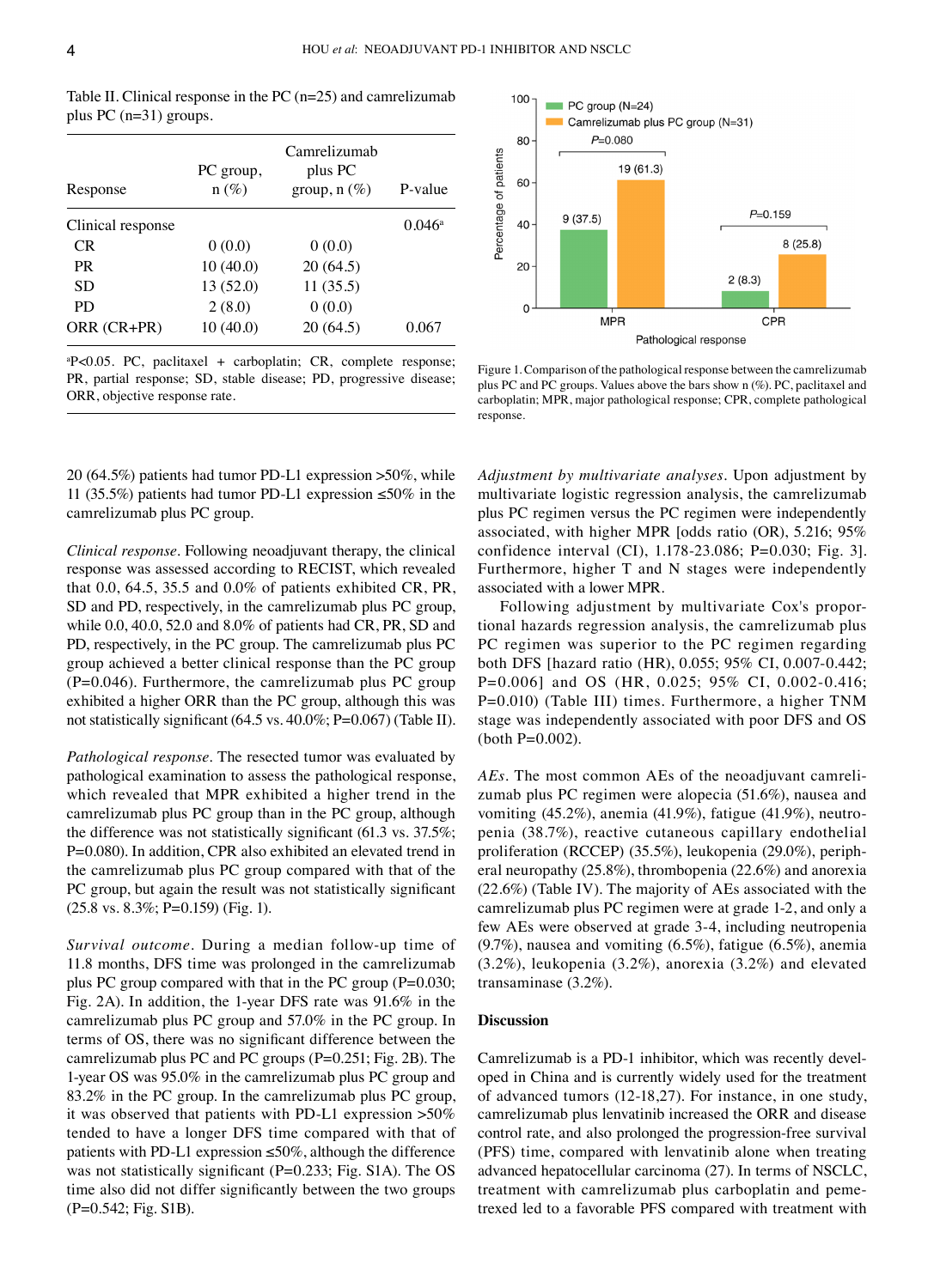Table II. Clinical response in the PC (n=25) and camrelizumab plus PC (n=31) groups.

| Response | PC group, n (%) | Camrelizumab plus PC group, n (%) | P-value |
|---|---|---|---|
| Clinical response | | | 0.046[a] |
| CR | 0 (0.0) | 0 (0.0) | |
| PR | 10 (40.0) | 20 (64.5) | |
| SD | 13 (52.0) | 11 (35.5) | |
| PD | 2 (8.0) | 0 (0.0) | |
| ORR (CR+PR) | 10 (40.0) | 20 (64.5) | 0.067 |

[a]P<0.05. PC, paclitaxel + carboplatin; CR, complete response; PR, partial response; SD, stable disease; PD, progressive disease; ORR, objective response rate.

Figure 1. Comparison of the pathological response between the camrelizumab plus PC and PC groups. Values above the bars show n (%). PC, paclitaxel and carboplatin; MPR, major pathological response; CPR, complete pathological response.

20 (64.5%) patients had tumor PD-L1 expression >50%, while 11 (35.5%) patients had tumor PD-L1 expression ≤50% in the camrelizumab plus PC group.

*Clinical response*. Following neoadjuvant therapy, the clinical response was assessed according to RECIST, which revealed that 0.0, 64.5, 35.5 and 0.0% of patients exhibited CR, PR, SD and PD, respectively, in the camrelizumab plus PC group, while 0.0, 40.0, 52.0 and 8.0% of patients had CR, PR, SD and PD, respectively, in the PC group. The camrelizumab plus PC group achieved a better clinical response than the PC group (P=0.046). Furthermore, the camrelizumab plus PC group exhibited a higher ORR than the PC group, although this was not statistically significant (64.5 vs. 40.0%; P=0.067) (Table II).

*Pathological response*. The resected tumor was evaluated by pathological examination to assess the pathological response, which revealed that MPR exhibited a higher trend in the camrelizumab plus PC group than in the PC group, although the difference was not statistically significant (61.3 vs. 37.5%; P=0.080). In addition, CPR also exhibited an elevated trend in the camrelizumab plus PC group compared with that of the PC group, but again the result was not statistically significant (25.8 vs. 8.3%; P=0.159) (Fig. 1).

*Survival outcome*. During a median follow-up time of 11.8 months, DFS time was prolonged in the camrelizumab plus PC group compared with that in the PC group (P=0.030; Fig. 2A). In addition, the 1-year DFS rate was 91.6% in the camrelizumab plus PC group and 57.0% in the PC group. In terms of OS, there was no significant difference between the camrelizumab plus PC and PC groups (P=0.251; Fig. 2B). The 1-year OS was 95.0% in the camrelizumab plus PC group and 83.2% in the PC group. In the camrelizumab plus PC group, it was observed that patients with PD-L1 expression >50% tended to have a longer DFS time compared with that of patients with PD-L1 expression ≤50%, although the difference was not statistically significant (P=0.233; Fig. S1A). The OS time also did not differ significantly between the two groups (P=0.542; Fig. S1B).

*Adjustment by multivariate analyses*. Upon adjustment by multivariate logistic regression analysis, the camrelizumab plus PC regimen versus the PC regimen were independently associated, with higher MPR [odds ratio (OR), 5.216; 95% confidence interval (CI), 1.178-23.086; P=0.030; Fig. 3]. Furthermore, higher T and N stages were independently associated with a lower MPR.

Following adjustment by multivariate Cox's proportional hazards regression analysis, the camrelizumab plus PC regimen was superior to the PC regimen regarding both DFS [hazard ratio (HR), 0.055; 95% CI, 0.007-0.442; P=0.006] and OS (HR, 0.025; 95% CI, 0.002-0.416; P=0.010) (Table III) times. Furthermore, a higher TNM stage was independently associated with poor DFS and OS (both P=0.002).

*AEs*. The most common AEs of the neoadjuvant camrelizumab plus PC regimen were alopecia (51.6%), nausea and vomiting (45.2%), anemia (41.9%), fatigue (41.9%), neutropenia (38.7%), reactive cutaneous capillary endothelial proliferation (RCCEP) (35.5%), leukopenia (29.0%), peripheral neuropathy (25.8%), thrombopenia (22.6%) and anorexia (22.6%) (Table IV). The majority of AEs associated with the camrelizumab plus PC regimen were at grade 1-2, and only a few AEs were observed at grade 3-4, including neutropenia (9.7%), nausea and vomiting (6.5%), fatigue (6.5%), anemia (3.2%), leukopenia (3.2%), anorexia (3.2%) and elevated transaminase (3.2%).

## Discussion

Camrelizumab is a PD-1 inhibitor, which was recently developed in China and is currently widely used for the treatment of advanced tumors (12-18,27). For instance, in one study, camrelizumab plus lenvatinib increased the ORR and disease control rate, and also prolonged the progression-free survival (PFS) time, compared with lenvatinib alone when treating advanced hepatocellular carcinoma (27). In terms of NSCLC, treatment with camrelizumab plus carboplatin and pemetrexed led to a favorable PFS compared with treatment with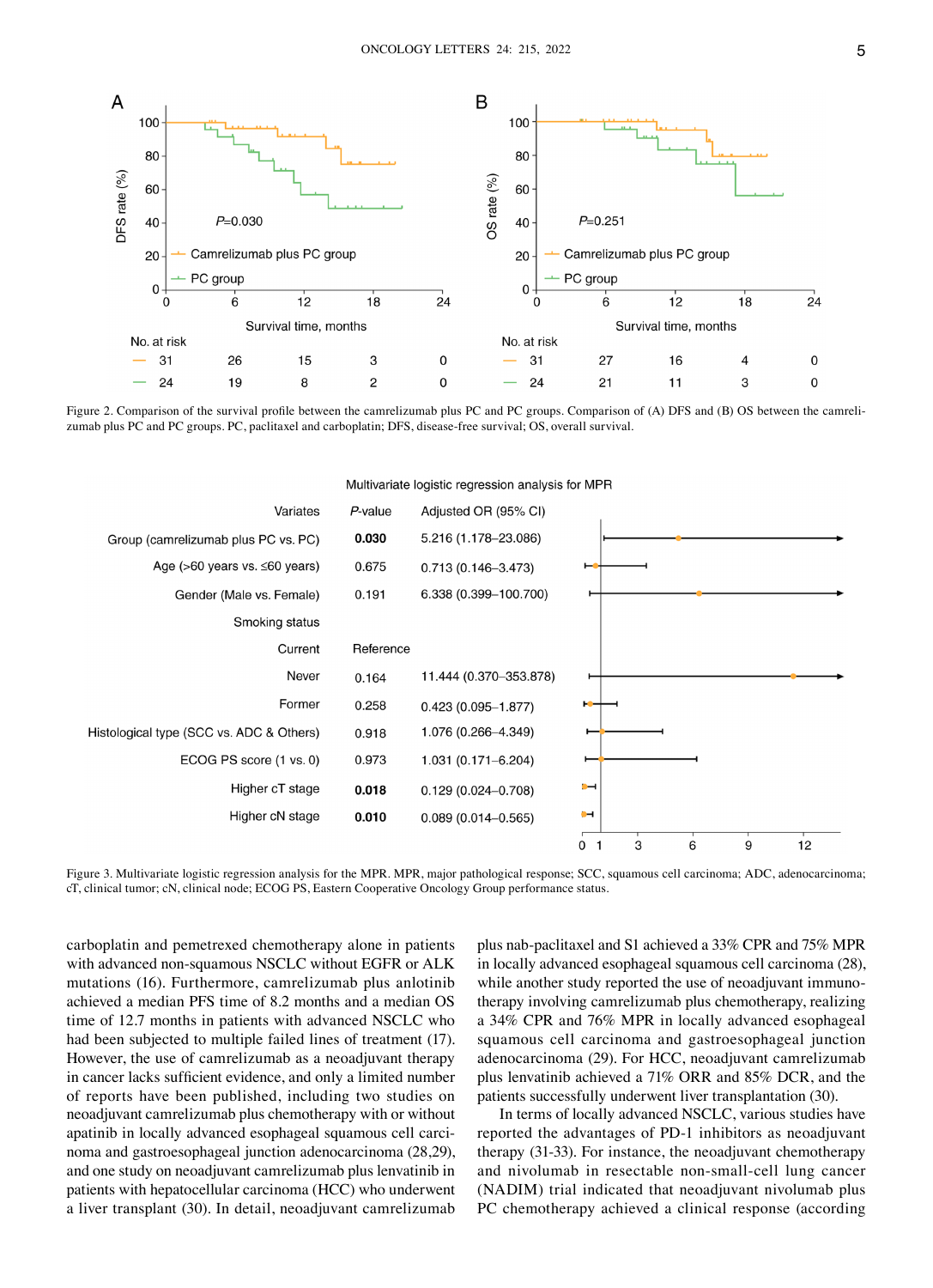Figure 2. Comparison of the survival profile between the camrelizumab plus PC and PC groups. Comparison of (A) DFS and (B) OS between the camrelizumab plus PC and PC groups. PC, paclitaxel and carboplatin; DFS, disease-free survival; OS, overall survival.

Multivariate logistic regression analysis for MPR

| Variates | P-value | Adjusted OR (95% CI) |
|---|---|---|
| Group (camrelizumab plus PC vs. PC) | **0.030** | 5.216 (1.178-23.086) |
| Age (>60 years vs. ≤60 years) | 0.675 | 0.713 (0.146-3.473) |
| Gender (Male vs. Female) | 0.191 | 6.338 (0.399-100.700) |
| Smoking status | | |
| Current | Reference | |
| Never | 0.164 | 11.444 (0.370-353.878) |
| Former | 0.258 | 0.423 (0.095-1.877) |
| Histological type (SCC vs. ADC & Others) | 0.918 | 1.076 (0.266-4.349) |
| ECOG PS score (1 vs. 0) | 0.973 | 1.031 (0.171-6.204) |
| Higher cT stage | **0.018** | 0.129 (0.024-0.708) |
| Higher cN stage | **0.010** | 0.089 (0.014-0.565) |

Figure 3. Multivariate logistic regression analysis for the MPR. MPR, major pathological response; SCC, squamous cell carcinoma; ADC, adenocarcinoma; cT, clinical tumor; cN, clinical node; ECOG PS, Eastern Cooperative Oncology Group performance status.

carboplatin and pemetrexed chemotherapy alone in patients with advanced non-squamous NSCLC without EGFR or ALK mutations (16). Furthermore, camrelizumab plus anlotinib achieved a median PFS time of 8.2 months and a median OS time of 12.7 months in patients with advanced NSCLC who had been subjected to multiple failed lines of treatment (17). However, the use of camrelizumab as a neoadjuvant therapy in cancer lacks sufficient evidence, and only a limited number of reports have been published, including two studies on neoadjuvant camrelizumab plus chemotherapy with or without apatinib in locally advanced esophageal squamous cell carcinoma and gastroesophageal junction adenocarcinoma (28,29), and one study on neoadjuvant camrelizumab plus lenvatinib in patients with hepatocellular carcinoma (HCC) who underwent a liver transplant (30). In detail, neoadjuvant camrelizumab plus nab-paclitaxel and S1 achieved a 33% CPR and 75% MPR in locally advanced esophageal squamous cell carcinoma (28), while another study reported the use of neoadjuvant immunotherapy involving camrelizumab plus chemotherapy, realizing a 34% CPR and 76% MPR in locally advanced esophageal squamous cell carcinoma and gastroesophageal junction adenocarcinoma (29). For HCC, neoadjuvant camrelizumab plus lenvatinib achieved a 71% ORR and 85% DCR, and the patients successfully underwent liver transplantation (30).

In terms of locally advanced NSCLC, various studies have reported the advantages of PD-1 inhibitors as neoadjuvant therapy (31-33). For instance, the neoadjuvant chemotherapy and nivolumab in resectable non-small-cell lung cancer (NADIM) trial indicated that neoadjuvant nivolumab plus PC chemotherapy achieved a clinical response (according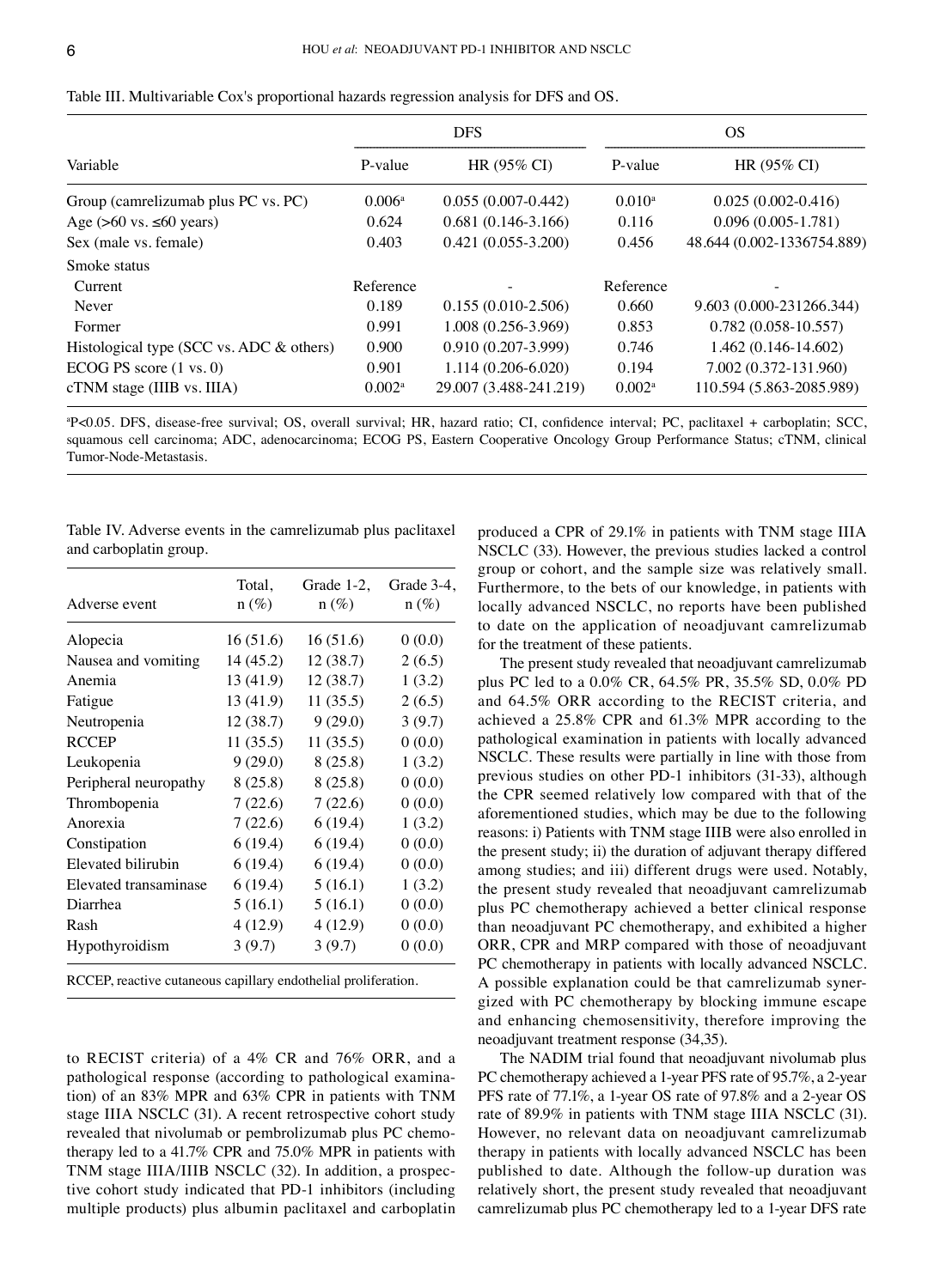Table III. Multivariable Cox's proportional hazards regression analysis for DFS and OS.

| Variable | DFS | | OS | |
|---|---|---|---|---|
| | P-value | HR (95% CI) | P-value | HR (95% CI) |
| Group (camrelizumab plus PC vs. PC) | 0.006[a] | 0.055 (0.007-0.442) | 0.010[a] | 0.025 (0.002-0.416) |
| Age (>60 vs. ≤60 years) | 0.624 | 0.681 (0.146-3.166) | 0.116 | 0.096 (0.005-1.781) |
| Sex (male vs. female) | 0.403 | 0.421 (0.055-3.200) | 0.456 | 48.644 (0.002-1336754.889) |
| Smoke status | | | | |
| Current | Reference | - | Reference | - |
| Never | 0.189 | 0.155 (0.010-2.506) | 0.660 | 9.603 (0.000-231266.344) |
| Former | 0.991 | 1.008 (0.256-3.969) | 0.853 | 0.782 (0.058-10.557) |
| Histological type (SCC vs. ADC & others) | 0.900 | 0.910 (0.207-3.999) | 0.746 | 1.462 (0.146-14.602) |
| ECOG PS score (1 vs. 0) | 0.901 | 1.114 (0.206-6.020) | 0.194 | 7.002 (0.372-131.960) |
| cTNM stage (IIIB vs. IIIA) | 0.002[a] | 29.007 (3.488-241.219) | 0.002[a] | 110.594 (5.863-2085.989) |

[a]P<0.05. DFS, disease-free survival; OS, overall survival; HR, hazard ratio; CI, confidence interval; PC, paclitaxel + carboplatin; SCC, squamous cell carcinoma; ADC, adenocarcinoma; ECOG PS, Eastern Cooperative Oncology Group Performance Status; cTNM, clinical Tumor-Node-Metastasis.

Table IV. Adverse events in the camrelizumab plus paclitaxel and carboplatin group.

| Adverse event | Total, n (%) | Grade 1-2, n (%) | Grade 3-4, n (%) |
|---|---|---|---|
| Alopecia | 16 (51.6) | 16 (51.6) | 0 (0.0) |
| Nausea and vomiting | 14 (45.2) | 12 (38.7) | 2 (6.5) |
| Anemia | 13 (41.9) | 12 (38.7) | 1 (3.2) |
| Fatigue | 13 (41.9) | 11 (35.5) | 2 (6.5) |
| Neutropenia | 12 (38.7) | 9 (29.0) | 3 (9.7) |
| RCCEP | 11 (35.5) | 11 (35.5) | 0 (0.0) |
| Leukopenia | 9 (29.0) | 8 (25.8) | 1 (3.2) |
| Peripheral neuropathy | 8 (25.8) | 8 (25.8) | 0 (0.0) |
| Thrombopenia | 7 (22.6) | 7 (22.6) | 0 (0.0) |
| Anorexia | 7 (22.6) | 6 (19.4) | 1 (3.2) |
| Constipation | 6 (19.4) | 6 (19.4) | 0 (0.0) |
| Elevated bilirubin | 6 (19.4) | 6 (19.4) | 0 (0.0) |
| Elevated transaminase | 6 (19.4) | 5 (16.1) | 1 (3.2) |
| Diarrhea | 5 (16.1) | 5 (16.1) | 0 (0.0) |
| Rash | 4 (12.9) | 4 (12.9) | 0 (0.0) |
| Hypothyroidism | 3 (9.7) | 3 (9.7) | 0 (0.0) |

RCCEP, reactive cutaneous capillary endothelial proliferation.

to RECIST criteria) of a 4% CR and 76% ORR, and a pathological response (according to pathological examination) of an 83% MPR and 63% CPR in patients with TNM stage IIIA NSCLC (31). A recent retrospective cohort study revealed that nivolumab or pembrolizumab plus PC chemotherapy led to a 41.7% CPR and 75.0% MPR in patients with TNM stage IIIA/IIIB NSCLC (32). In addition, a prospective cohort study indicated that PD-1 inhibitors (including multiple products) plus albumin paclitaxel and carboplatin produced a CPR of 29.1% in patients with TNM stage IIIA NSCLC (33). However, the previous studies lacked a control group or cohort, and the sample size was relatively small. Furthermore, to the bets of our knowledge, in patients with locally advanced NSCLC, no reports have been published to date on the application of neoadjuvant camrelizumab for the treatment of these patients.

The present study revealed that neoadjuvant camrelizumab plus PC led to a 0.0% CR, 64.5% PR, 35.5% SD, 0.0% PD and 64.5% ORR according to the RECIST criteria, and achieved a 25.8% CPR and 61.3% MPR according to the pathological examination in patients with locally advanced NSCLC. These results were partially in line with those from previous studies on other PD-1 inhibitors (31-33), although the CPR seemed relatively low compared with that of the aforementioned studies, which may be due to the following reasons: i) Patients with TNM stage IIIB were also enrolled in the present study; ii) the duration of adjuvant therapy differed among studies; and iii) different drugs were used. Notably, the present study revealed that neoadjuvant camrelizumab plus PC chemotherapy achieved a better clinical response than neoadjuvant PC chemotherapy, and exhibited a higher ORR, CPR and MRP compared with those of neoadjuvant PC chemotherapy in patients with locally advanced NSCLC. A possible explanation could be that camrelizumab synergized with PC chemotherapy by blocking immune escape and enhancing chemosensitivity, therefore improving the neoadjuvant treatment response (34,35).

The NADIM trial found that neoadjuvant nivolumab plus PC chemotherapy achieved a 1-year PFS rate of 95.7%, a 2-year PFS rate of 77.1%, a 1-year OS rate of 97.8% and a 2-year OS rate of 89.9% in patients with TNM stage IIIA NSCLC (31). However, no relevant data on neoadjuvant camrelizumab therapy in patients with locally advanced NSCLC has been published to date. Although the follow-up duration was relatively short, the present study revealed that neoadjuvant camrelizumab plus PC chemotherapy led to a 1-year DFS rate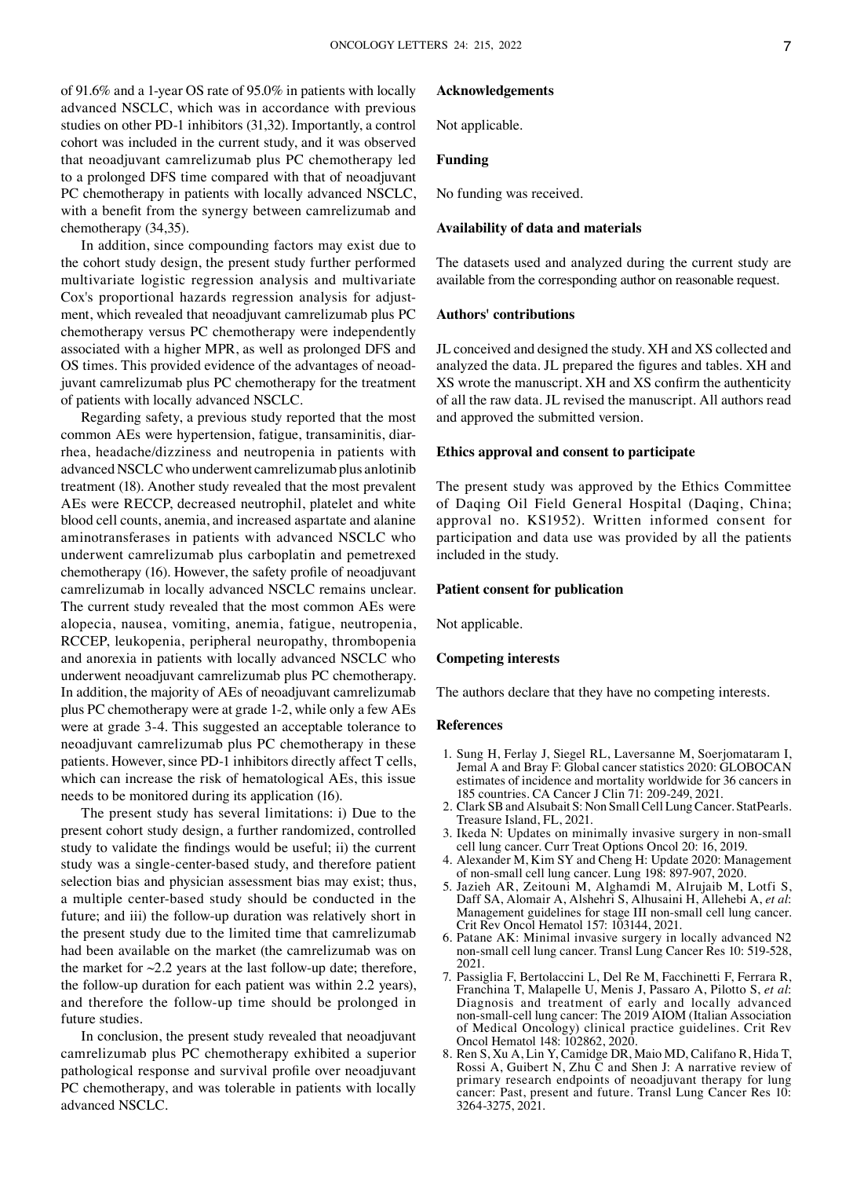of 91.6% and a 1-year OS rate of 95.0% in patients with locally advanced NSCLC, which was in accordance with previous studies on other PD-1 inhibitors (31,32). Importantly, a control cohort was included in the current study, and it was observed that neoadjuvant camrelizumab plus PC chemotherapy led to a prolonged DFS time compared with that of neoadjuvant PC chemotherapy in patients with locally advanced NSCLC, with a benefit from the synergy between camrelizumab and chemotherapy (34,35).

In addition, since compounding factors may exist due to the cohort study design, the present study further performed multivariate logistic regression analysis and multivariate Cox's proportional hazards regression analysis for adjustment, which revealed that neoadjuvant camrelizumab plus PC chemotherapy versus PC chemotherapy were independently associated with a higher MPR, as well as prolonged DFS and OS times. This provided evidence of the advantages of neoadjuvant camrelizumab plus PC chemotherapy for the treatment of patients with locally advanced NSCLC.

Regarding safety, a previous study reported that the most common AEs were hypertension, fatigue, transaminitis, diarrhea, headache/dizziness and neutropenia in patients with advanced NSCLC who underwent camrelizumab plus anlotinib treatment (18). Another study revealed that the most prevalent AEs were RECCP, decreased neutrophil, platelet and white blood cell counts, anemia, and increased aspartate and alanine aminotransferases in patients with advanced NSCLC who underwent camrelizumab plus carboplatin and pemetrexed chemotherapy (16). However, the safety profile of neoadjuvant camrelizumab in locally advanced NSCLC remains unclear. The current study revealed that the most common AEs were alopecia, nausea, vomiting, anemia, fatigue, neutropenia, RCCEP, leukopenia, peripheral neuropathy, thrombopenia and anorexia in patients with locally advanced NSCLC who underwent neoadjuvant camrelizumab plus PC chemotherapy. In addition, the majority of AEs of neoadjuvant camrelizumab plus PC chemotherapy were at grade 1-2, while only a few AEs were at grade 3-4. This suggested an acceptable tolerance to neoadjuvant camrelizumab plus PC chemotherapy in these patients. However, since PD-1 inhibitors directly affect T cells, which can increase the risk of hematological AEs, this issue needs to be monitored during its application (16).

The present study has several limitations: i) Due to the present cohort study design, a further randomized, controlled study to validate the findings would be useful; ii) the current study was a single-center-based study, and therefore patient selection bias and physician assessment bias may exist; thus, a multiple center-based study should be conducted in the future; and iii) the follow-up duration was relatively short in the present study due to the limited time that camrelizumab had been available on the market (the camrelizumab was on the market for ~2.2 years at the last follow-up date; therefore, the follow-up duration for each patient was within 2.2 years), and therefore the follow-up time should be prolonged in future studies.

In conclusion, the present study revealed that neoadjuvant camrelizumab plus PC chemotherapy exhibited a superior pathological response and survival profile over neoadjuvant PC chemotherapy, and was tolerable in patients with locally advanced NSCLC.

## Acknowledgements

Not applicable.

## Funding

No funding was received.

## Availability of data and materials

The datasets used and analyzed during the current study are available from the corresponding author on reasonable request.

## Authors' contributions

JL conceived and designed the study. XH and XS collected and analyzed the data. JL prepared the figures and tables. XH and XS wrote the manuscript. XH and XS confirm the authenticity of all the raw data. JL revised the manuscript. All authors read and approved the submitted version.

## Ethics approval and consent to participate

The present study was approved by the Ethics Committee of Daqing Oil Field General Hospital (Daqing, China; approval no. KS1952). Written informed consent for participation and data use was provided by all the patients included in the study.

## Patient consent for publication

Not applicable.

## Competing interests

The authors declare that they have no competing interests.

## References

1. Sung H, Ferlay J, Siegel RL, Laversanne M, Soerjomataram I, Jemal A and Bray F: Global cancer statistics 2020: GLOBOCAN estimates of incidence and mortality worldwide for 36 cancers in 185 countries. CA Cancer J Clin 71: 209-249, 2021.
2. Clark SB and Alsubait S: Non Small Cell Lung Cancer. StatPearls. Treasure Island, FL, 2021.
3. Ikeda N: Updates on minimally invasive surgery in non-small cell lung cancer. Curr Treat Options Oncol 20: 16, 2019.
4. Alexander M, Kim SY and Cheng H: Update 2020: Management of non-small cell lung cancer. Lung 198: 897-907, 2020.
5. Jazieh AR, Zeitouni M, Alghamdi M, Alrujaib M, Lotfi S, Daff SA, Alomair A, Alshehri S, Alhusaini H, Allehebi A, *et al*: Management guidelines for stage III non-small cell lung cancer. Crit Rev Oncol Hematol 157: 103144, 2021.
6. Patane AK: Minimal invasive surgery in locally advanced N2 non-small cell lung cancer. Transl Lung Cancer Res 10: 519-528, 2021.
7. Passiglia F, Bertolaccini L, Del Re M, Facchinetti F, Ferrara R, Franchina T, Malapelle U, Menis J, Passaro A, Pilotto S, *et al*: Diagnosis and treatment of early and locally advanced non-small-cell lung cancer: The 2019 AIOM (Italian Association of Medical Oncology) clinical practice guidelines. Crit Rev Oncol Hematol 148: 102862, 2020.
8. Ren S, Xu A, Lin Y, Camidge DR, Maio MD, Califano R, Hida T, Rossi A, Guibert N, Zhu C and Shen J: A narrative review of primary research endpoints of neoadjuvant therapy for lung cancer: Past, present and future. Transl Lung Cancer Res 10: 3264-3275, 2021.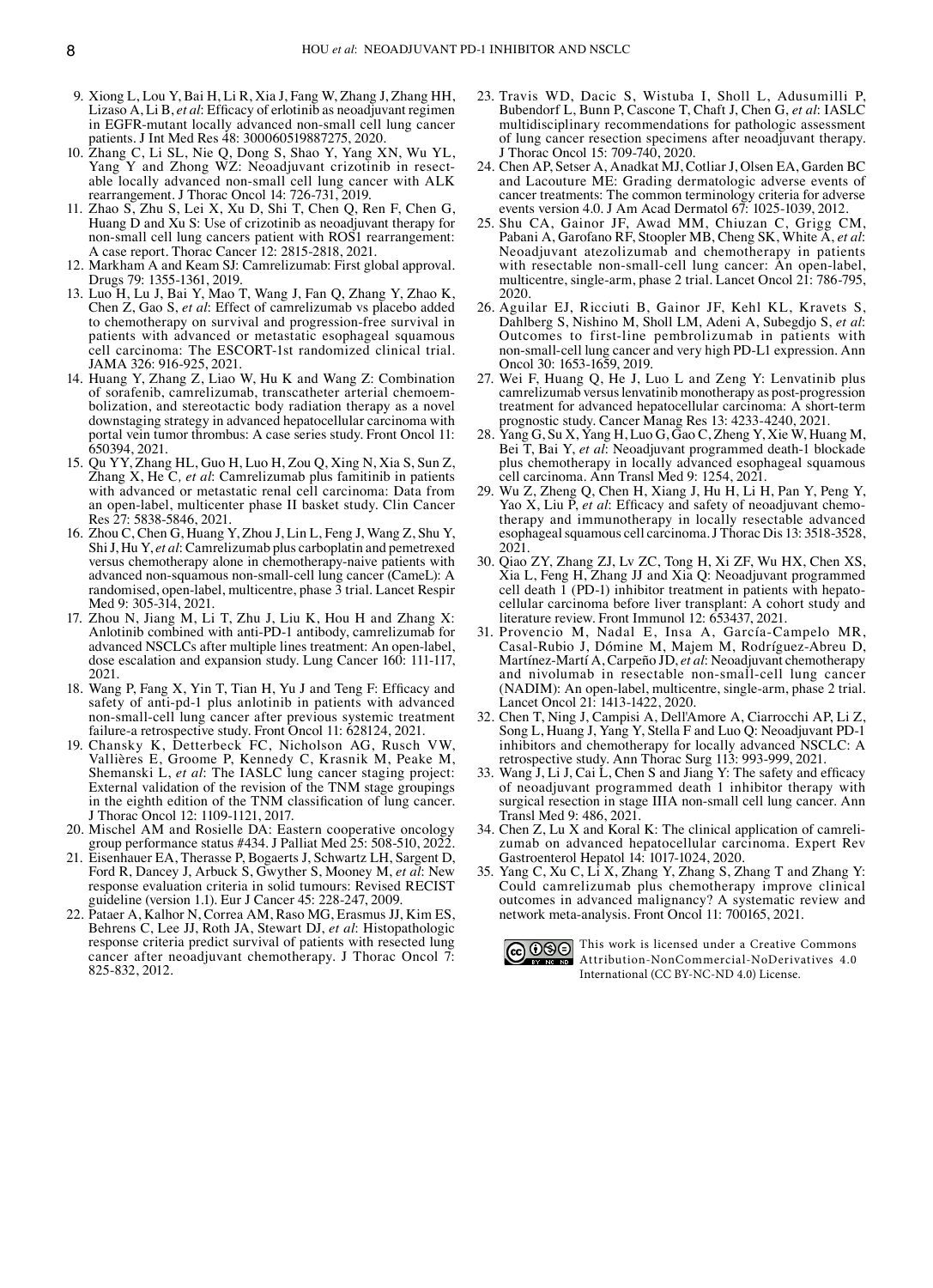9. Xiong L, Lou Y, Bai H, Li R, Xia J, Fang W, Zhang J, Zhang HH, Lizaso A, Li B, *et al*: Efficacy of erlotinib as neoadjuvant regimen in EGFR-mutant locally advanced non-small cell lung cancer patients. J Int Med Res 48: 300060519887275, 2020.
10. Zhang C, Li SL, Nie Q, Dong S, Shao Y, Yang XN, Wu YL, Yang Y and Zhong WZ: Neoadjuvant crizotinib in resectable locally advanced non-small cell lung cancer with ALK rearrangement. J Thorac Oncol 14: 726-731, 2019.
11. Zhao S, Zhu S, Lei X, Xu D, Shi T, Chen Q, Ren F, Chen G, Huang D and Xu S: Use of crizotinib as neoadjuvant therapy for non-small cell lung cancers patient with ROS1 rearrangement: A case report. Thorac Cancer 12: 2815-2818, 2021.
12. Markham A and Keam SJ: Camrelizumab: First global approval. Drugs 79: 1355-1361, 2019.
13. Luo H, Lu J, Bai Y, Mao T, Wang J, Fan Q, Zhang Y, Zhao K, Chen Z, Gao S, *et al*: Effect of camrelizumab vs placebo added to chemotherapy on survival and progression-free survival in patients with advanced or metastatic esophageal squamous cell carcinoma: The ESCORT-1st randomized clinical trial. JAMA 326: 916-925, 2021.
14. Huang Y, Zhang Z, Liao W, Hu K and Wang Z: Combination of sorafenib, camrelizumab, transcatheter arterial chemoembolization, and stereotactic body radiation therapy as a novel downstaging strategy in advanced hepatocellular carcinoma with portal vein tumor thrombus: A case series study. Front Oncol 11: 650394, 2021.
15. Qu YY, Zhang HL, Guo H, Luo H, Zou Q, Xing N, Xia S, Sun Z, Zhang X, He C, *et al*: Camrelizumab plus famitinib in patients with advanced or metastatic renal cell carcinoma: Data from an open-label, multicenter phase II basket study. Clin Cancer Res 27: 5838-5846, 2021.
16. Zhou C, Chen G, Huang Y, Zhou J, Lin L, Feng J, Wang Z, Shu Y, Shi J, Hu Y, *et al*: Camrelizumab plus carboplatin and pemetrexed versus chemotherapy alone in chemotherapy-naive patients with advanced non-squamous non-small-cell lung cancer (CameL): A randomised, open-label, multicentre, phase 3 trial. Lancet Respir Med 9: 305-314, 2021.
17. Zhou N, Jiang M, Li T, Zhu J, Liu K, Hou H and Zhang X: Anlotinib combined with anti-PD-1 antibody, camrelizumab for advanced NSCLCs after multiple lines treatment: An open-label, dose escalation and expansion study. Lung Cancer 160: 111-117, 2021.
18. Wang P, Fang X, Yin T, Tian H, Yu J and Teng F: Efficacy and safety of anti-pd-1 plus anlotinib in patients with advanced non-small-cell lung cancer after previous systemic treatment failure-a retrospective study. Front Oncol 11: 628124, 2021.
19. Chansky K, Detterbeck FC, Nicholson AG, Rusch VW, Vallières E, Groome P, Kennedy C, Krasnik M, Peake M, Shemanski L, *et al*: The IASLC lung cancer staging project: External validation of the revision of the TNM stage groupings in the eighth edition of the TNM classification of lung cancer. J Thorac Oncol 12: 1109-1121, 2017.
20. Mischel AM and Rosielle DA: Eastern cooperative oncology group performance status #434. J Palliat Med 25: 508-510, 2022.
21. Eisenhauer EA, Therasse P, Bogaerts J, Schwartz LH, Sargent D, Ford R, Dancey J, Arbuck S, Gwyther S, Mooney M, *et al*: New response evaluation criteria in solid tumours: Revised RECIST guideline (version 1.1). Eur J Cancer 45: 228-247, 2009.
22. Pataer A, Kalhor N, Correa AM, Raso MG, Erasmus JJ, Kim ES, Behrens C, Lee JJ, Roth JA, Stewart DJ, *et al*: Histopathologic response criteria predict survival of patients with resected lung cancer after neoadjuvant chemotherapy. J Thorac Oncol 7: 825-832, 2012.
23. Travis WD, Dacic S, Wistuba I, Sholl L, Adusumilli P, Bubendorf L, Bunn P, Cascone T, Chaft J, Chen G, *et al*: IASLC multidisciplinary recommendations for pathologic assessment of lung cancer resection specimens after neoadjuvant therapy. J Thorac Oncol 15: 709-740, 2020.
24. Chen AP, Setser A, Anadkat MJ, Cotliar J, Olsen EA, Garden BC and Lacouture ME: Grading dermatologic adverse events of cancer treatments: The common terminology criteria for adverse events version 4.0. J Am Acad Dermatol 67: 1025-1039, 2012.
25. Shu CA, Gainor JF, Awad MM, Chiuzan C, Grigg CM, Pabani A, Garofano RF, Stoopler MB, Cheng SK, White A, *et al*: Neoadjuvant atezolizumab and chemotherapy in patients with resectable non-small-cell lung cancer: An open-label, multicentre, single-arm, phase 2 trial. Lancet Oncol 21: 786-795, 2020.
26. Aguilar EJ, Ricciuti B, Gainor JF, Kehl KL, Kravets S, Dahlberg S, Nishino M, Sholl LM, Adeni A, Subegdjo S, *et al*: Outcomes to first-line pembrolizumab in patients with non-small-cell lung cancer and very high PD-L1 expression. Ann Oncol 30: 1653-1659, 2019.
27. Wei F, Huang Q, He J, Luo L and Zeng Y: Lenvatinib plus camrelizumab versus lenvatinib monotherapy as post-progression treatment for advanced hepatocellular carcinoma: A short-term prognostic study. Cancer Manag Res 13: 4233-4240, 2021.
28. Yang G, Su X, Yang H, Luo G, Gao C, Zheng Y, Xie W, Huang M, Bei T, Bai Y, *et al*: Neoadjuvant programmed death-1 blockade plus chemotherapy in locally advanced esophageal squamous cell carcinoma. Ann Transl Med 9: 1254, 2021.
29. Wu Z, Zheng Q, Chen H, Xiang J, Hu H, Li H, Pan Y, Peng Y, Yao X, Liu P, *et al*: Efficacy and safety of neoadjuvant chemotherapy and immunotherapy in locally resectable advanced esophageal squamous cell carcinoma. J Thorac Dis 13: 3518-3528, 2021.
30. Qiao ZY, Zhang ZJ, Lv ZC, Tong H, Xi ZF, Wu HX, Chen XS, Xia L, Feng H, Zhang JJ and Xia Q: Neoadjuvant programmed cell death 1 (PD-1) inhibitor treatment in patients with hepatocellular carcinoma before liver transplant: A cohort study and literature review. Front Immunol 12: 653437, 2021.
31. Provencio M, Nadal E, Insa A, García-Campelo MR, Casal-Rubio J, Dómine M, Majem M, Rodríguez-Abreu D, Martínez-Martí A, Carpeño JD, *et al*: Neoadjuvant chemotherapy and nivolumab in resectable non-small-cell lung cancer (NADIM): An open-label, multicentre, single-arm, phase 2 trial. Lancet Oncol 21: 1413-1422, 2020.
32. Chen T, Ning J, Campisi A, Dell'Amore A, Ciarrocchi AP, Li Z, Song L, Huang J, Yang Y, Stella F and Luo Q: Neoadjuvant PD-1 inhibitors and chemotherapy for locally advanced NSCLC: A retrospective study. Ann Thorac Surg 113: 993-999, 2021.
33. Wang J, Li J, Cai L, Chen S and Jiang Y: The safety and efficacy of neoadjuvant programmed death 1 inhibitor therapy with surgical resection in stage IIIA non-small cell lung cancer. Ann Transl Med 9: 486, 2021.
34. Chen Z, Lu X and Koral K: The clinical application of camrelizumab on advanced hepatocellular carcinoma. Expert Rev Gastroenterol Hepatol 14: 1017-1024, 2020.
35. Yang C, Xu C, Li X, Zhang Y, Zhang S, Zhang T and Zhang Y: Could camrelizumab plus chemotherapy improve clinical outcomes in advanced malignancy? A systematic review and network meta-analysis. Front Oncol 11: 700165, 2021.

This work is licensed under a Creative Commons Attribution-NonCommercial-NoDerivatives 4.0 International (CC BY-NC-ND 4.0) License.